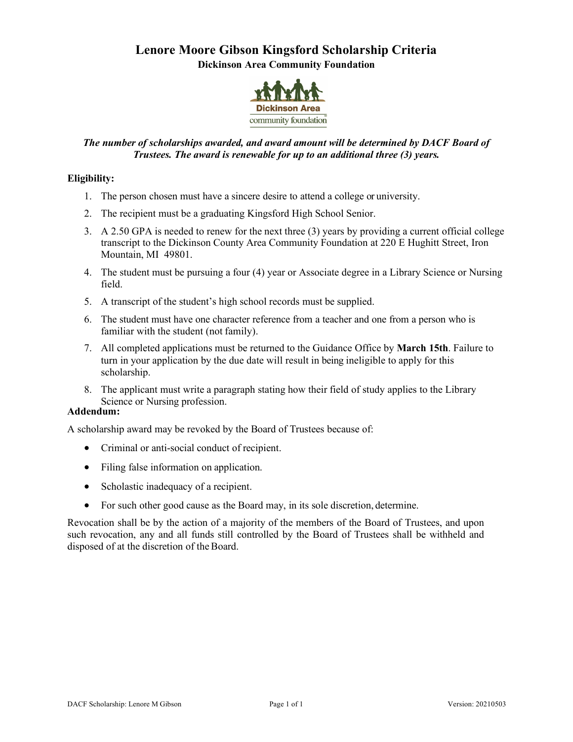# Lenore Moore Gibson Kingsford Scholarship Criteria

## Dickinson Area Community Foundation

***The number of scholarships awarded, and award amount will be determined by DACF Board of Trustees. The award is renewable for up to an additional three (3) years.***

**Eligibility:**

1. The person chosen must have a sincere desire to attend a college or university.
2. The recipient must be a graduating Kingsford High School Senior.
3. A 2.50 GPA is needed to renew for the next three (3) years by providing a current official college transcript to the Dickinson County Area Community Foundation at 220 E Hughitt Street, Iron Mountain, MI 49801.
4. The student must be pursuing a four (4) year or Associate degree in a Library Science or Nursing field.
5. A transcript of the student's high school records must be supplied.
6. The student must have one character reference from a teacher and one from a person who is familiar with the student (not family).
7. All completed applications must be returned to the Guidance Office by **March 15th**. Failure to turn in your application by the due date will result in being ineligible to apply for this scholarship.
8. The applicant must write a paragraph stating how their field of study applies to the Library Science or Nursing profession.

**Addendum:**

A scholarship award may be revoked by the Board of Trustees because of:

- Criminal or anti-social conduct of recipient.
- Filing false information on application.
- Scholastic inadequacy of a recipient.
- For such other good cause as the Board may, in its sole discretion, determine.

Revocation shall be by the action of a majority of the members of the Board of Trustees, and upon such revocation, any and all funds still controlled by the Board of Trustees shall be withheld and disposed of at the discretion of the Board.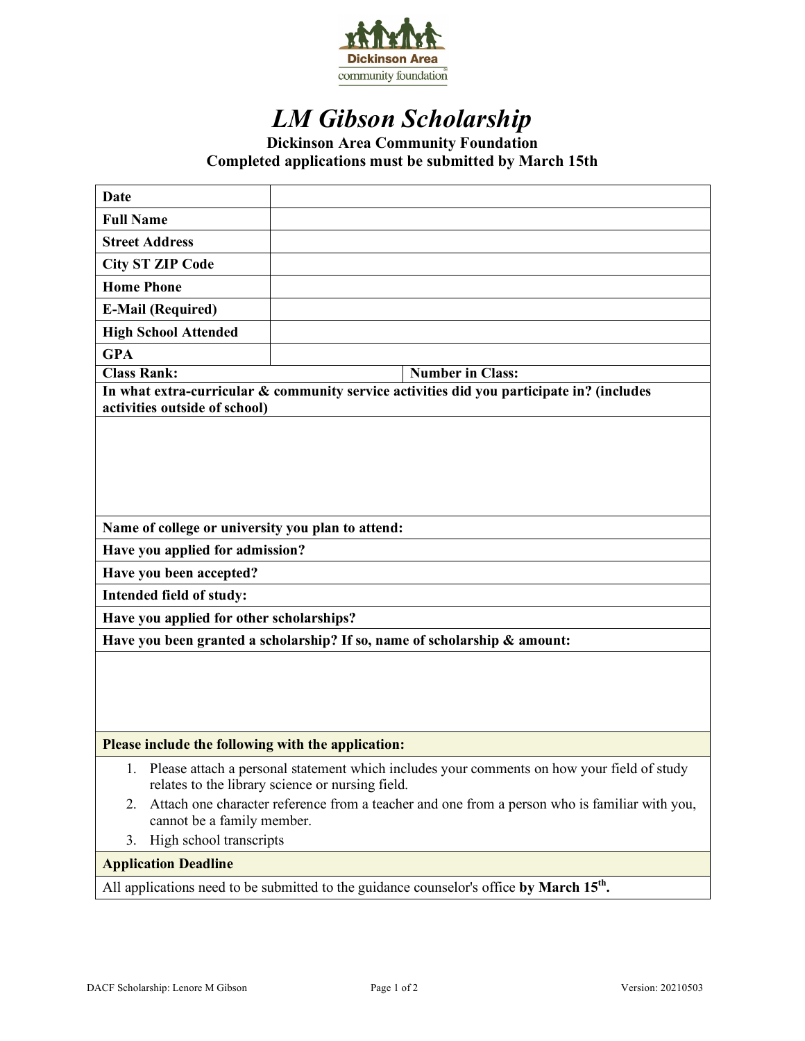Dickinson Area community foundation

# *LM Gibson Scholarship*

**Dickinson Area Community Foundation**
**Completed applications must be submitted by March 15th**

| | | |
|---|---|---|
| **Date** | | |
| **Full Name** | | |
| **Street Address** | | |
| **City ST ZIP Code** | | |
| **Home Phone** | | |
| **E-Mail (Required)** | | |
| **High School Attended** | | |
| **GPA** | | |
| **Class Rank:** | | **Number in Class:** |

**In what extra-curricular & community service activities did you participate in? (includes activities outside of school)**

**Name of college or university you plan to attend:**

**Have you applied for admission?**

**Have you been accepted?**

**Intended field of study:**

**Have you applied for other scholarships?**

**Have you been granted a scholarship? If so, name of scholarship & amount:**

**Please include the following with the application:**

1. Please attach a personal statement which includes your comments on how your field of study relates to the library science or nursing field.
2. Attach one character reference from a teacher and one from a person who is familiar with you, cannot be a family member.
3. High school transcripts

**Application Deadline**

All applications need to be submitted to the guidance counselor's office **by March 15th.**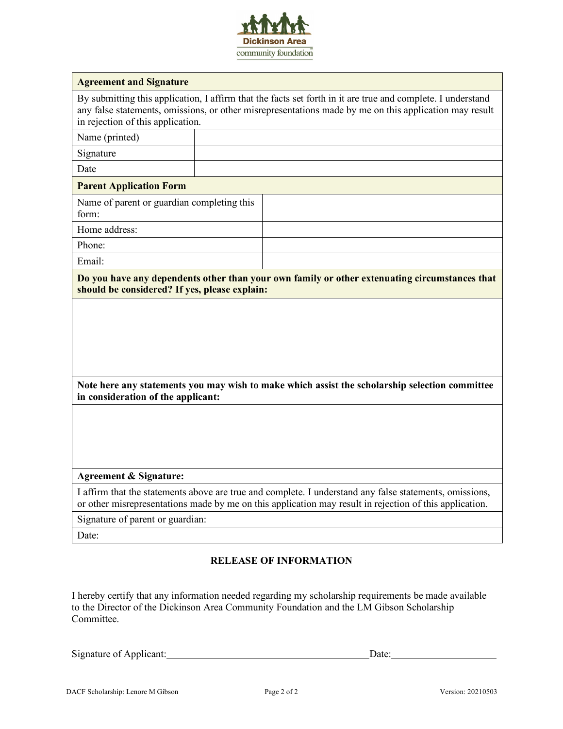| Agreement and Signature | |
|---|---|
| By submitting this application, I affirm that the facts set forth in it are true and complete. I understand any false statements, omissions, or other misrepresentations made by me on this application may result in rejection of this application. | |
| Name (printed) | |
| Signature | |
| Date | |

| Parent Application Form | |
|---|---|
| Name of parent or guardian completing this form: | |
| Home address: | |
| Phone: | |
| Email: | |

**Do you have any dependents other than your own family or other extenuating circumstances that should be considered? If yes, please explain:**

**Note here any statements you may wish to make which assist the scholarship selection committee in consideration of the applicant:**

**Agreement & Signature:**

I affirm that the statements above are true and complete. I understand any false statements, omissions, or other misrepresentations made by me on this application may result in rejection of this application.

Signature of parent or guardian:

Date:

## RELEASE OF INFORMATION

I hereby certify that any information needed regarding my scholarship requirements be made available to the Director of the Dickinson Area Community Foundation and the LM Gibson Scholarship Committee.

Signature of Applicant:________________________________________ Date:____________________